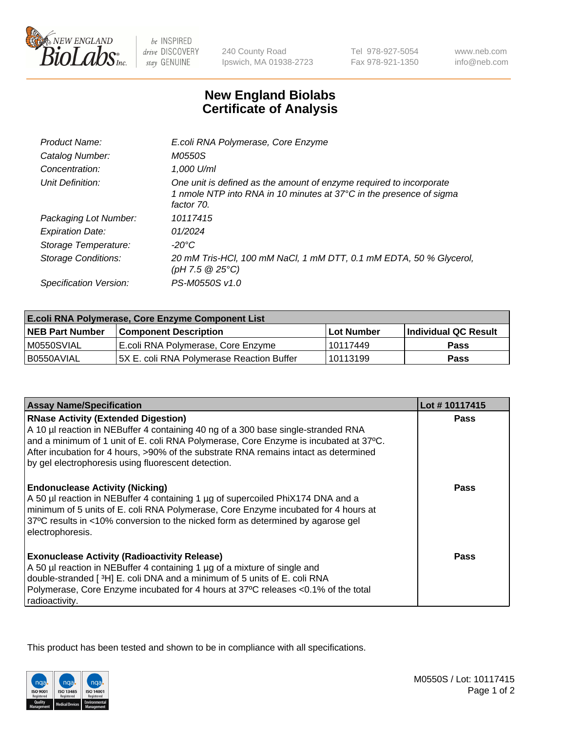# New England Biolabs Certificate of Analysis

| | |
|---|---|
| *Product Name:* | *E.coli RNA Polymerase, Core Enzyme* |
| *Catalog Number:* | *M0550S* |
| *Concentration:* | *1,000 U/ml* |
| *Unit Definition:* | *One unit is defined as the amount of enzyme required to incorporate 1 nmole NTP into RNA in 10 minutes at 37°C in the presence of sigma factor 70.* |
| *Packaging Lot Number:* | *10117415* |
| *Expiration Date:* | *01/2024* |
| *Storage Temperature:* | *-20°C* |
| *Storage Conditions:* | *20 mM Tris-HCl, 100 mM NaCl, 1 mM DTT, 0.1 mM EDTA, 50 % Glycerol, (pH 7.5 @ 25°C)* |
| *Specification Version:* | *PS-M0550S v1.0* |

| E.coli RNA Polymerase, Core Enzyme Component List | | | |
|---|---|---|---|
| **NEB Part Number** | **Component Description** | **Lot Number** | **Individual QC Result** |
| M0550SVIAL | E.coli RNA Polymerase, Core Enzyme | 10117449 | **Pass** |
| B0550AVIAL | 5X E. coli RNA Polymerase Reaction Buffer | 10113199 | **Pass** |

| Assay Name/Specification | Lot # 10117415 |
|---|---|
| **RNase Activity (Extended Digestion)**<br>A 10 µl reaction in NEBuffer 4 containing 40 ng of a 300 base single-stranded RNA and a minimum of 1 unit of E. coli RNA Polymerase, Core Enzyme is incubated at 37ºC. After incubation for 4 hours, >90% of the substrate RNA remains intact as determined by gel electrophoresis using fluorescent detection. | **Pass** |
| **Endonuclease Activity (Nicking)**<br>A 50 µl reaction in NEBuffer 4 containing 1 µg of supercoiled PhiX174 DNA and a minimum of 5 units of E. coli RNA Polymerase, Core Enzyme incubated for 4 hours at 37ºC results in <10% conversion to the nicked form as determined by agarose gel electrophoresis. | **Pass** |
| **Exonuclease Activity (Radioactivity Release)**<br>A 50 µl reaction in NEBuffer 4 containing 1 µg of a mixture of single and double-stranded [ $^{3}$H] E. coli DNA and a minimum of 5 units of E. coli RNA Polymerase, Core Enzyme incubated for 4 hours at 37ºC releases <0.1% of the total radioactivity. | **Pass** |

This product has been tested and shown to be in compliance with all specifications.

M0550S / Lot: 10117415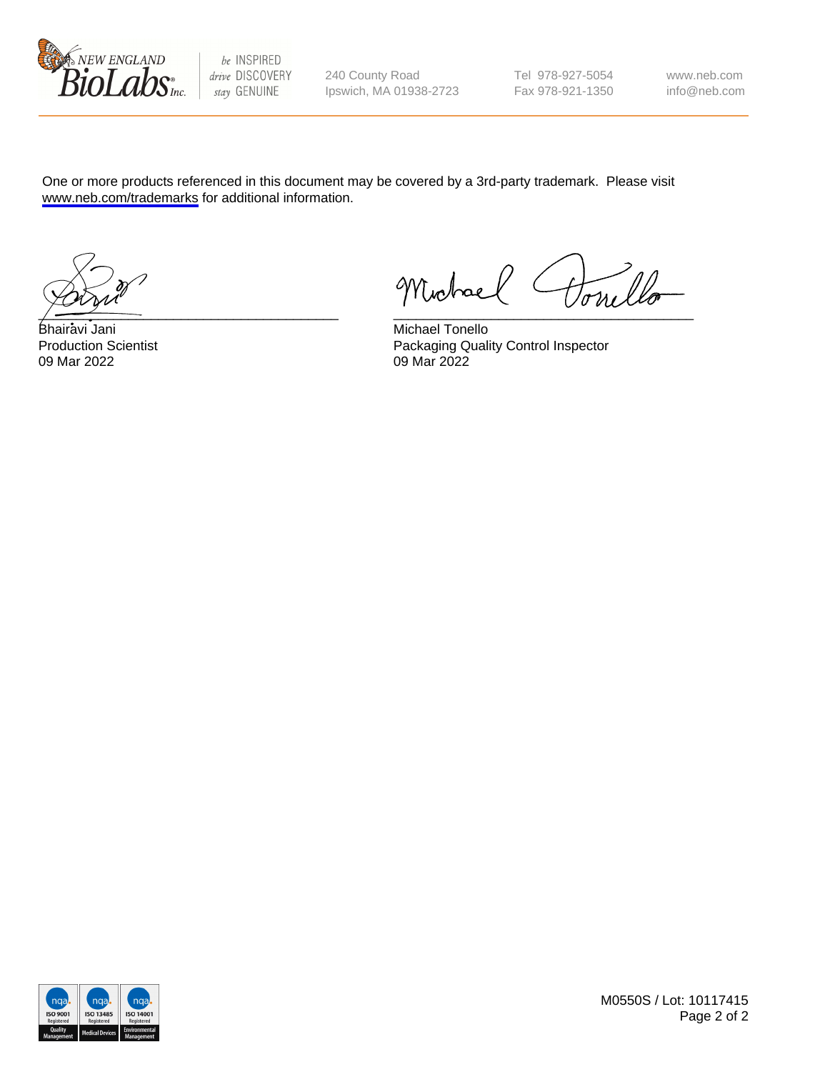One or more products referenced in this document may be covered by a 3rd-party trademark. Please visit www.neb.com/trademarks for additional information.

Bhairavi Jani
Production Scientist
09 Mar 2022

Michael Tonello
Packaging Quality Control Inspector
09 Mar 2022

M0550S / Lot: 10117415